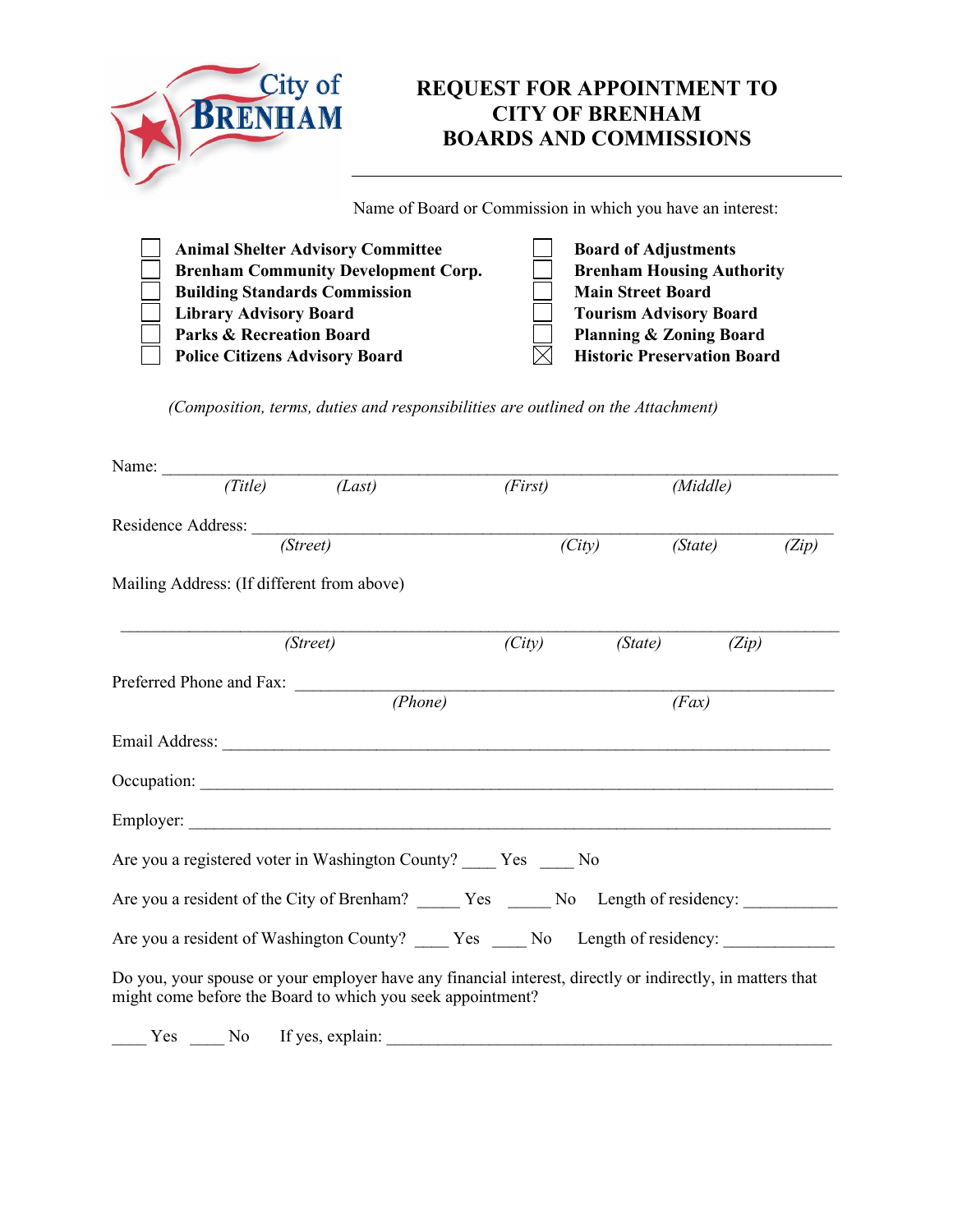City of BRENHAM

# REQUEST FOR APPOINTMENT TO CITY OF BRENHAM BOARDS AND COMMISSIONS

Name of Board or Commission in which you have an interest:

- ☐ **Animal Shelter Advisory Committee**
- ☐ **Brenham Community Development Corp.**
- ☐ **Building Standards Commission**
- ☐ **Library Advisory Board**
- ☐ **Parks & Recreation Board**
- ☐ **Police Citizens Advisory Board**
- ☐ **Board of Adjustments**
- ☐ **Brenham Housing Authority**
- ☐ **Main Street Board**
- ☐ **Tourism Advisory Board**
- ☐ **Planning & Zoning Board**
- ☒ **Historic Preservation Board**

*(Composition, terms, duties and responsibilities are outlined on the Attachment)*

Name: ______________________________________________________________
*(Title)* *(Last)* *(First)* *(Middle)*

Residence Address: ______________________________________________________
*(Street)* *(City)* *(State)* *(Zip)*

Mailing Address: (If different from above)

_______________________________________________________________________
*(Street)* *(City)* *(State)* *(Zip)*

Preferred Phone and Fax: __________________________________________________
*(Phone)* *(Fax)*

Email Address: _________________________________________________________

Occupation: ___________________________________________________________

Employer: _____________________________________________________________

Are you a registered voter in Washington County? ____ Yes ____ No

Are you a resident of the City of Brenham? _____ Yes _____ No Length of residency: ___________

Are you a resident of Washington County? ____ Yes ____ No Length of residency: _____________

Do you, your spouse or your employer have any financial interest, directly or indirectly, in matters that might come before the Board to which you seek appointment?

____ Yes ____ No If yes, explain: ______________________________________________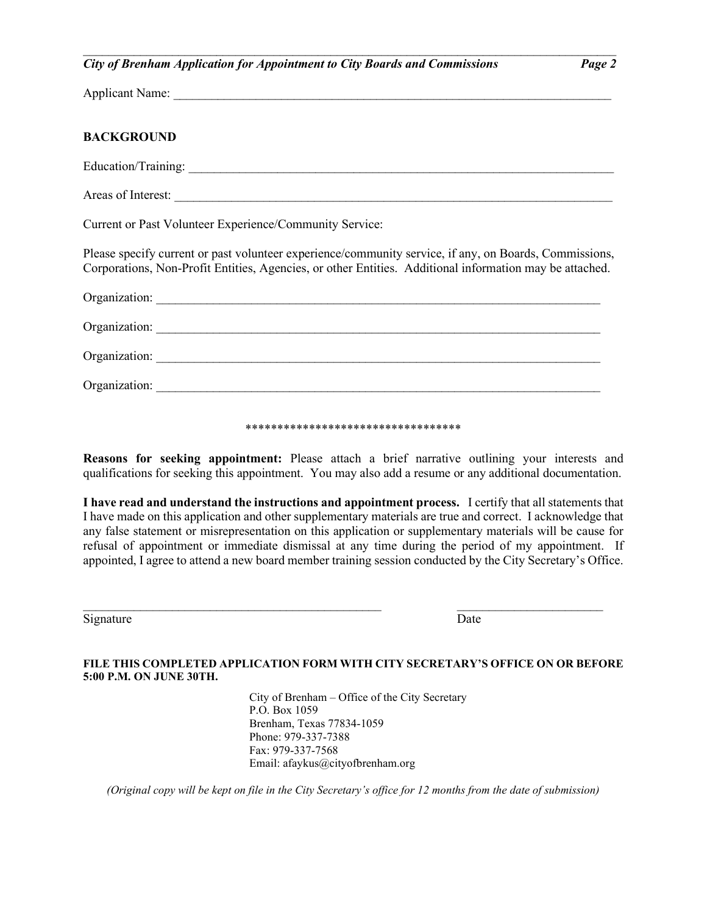Applicant Name: ___________________________________________________________________

**BACKGROUND**

Education/Training: _________________________________________________________________

Areas of Interest: __________________________________________________________________

Current or Past Volunteer Experience/Community Service:

Please specify current or past volunteer experience/community service, if any, on Boards, Commissions, Corporations, Non-Profit Entities, Agencies, or other Entities. Additional information may be attached.

Organization: ______________________________________________________________________

Organization: ______________________________________________________________________

Organization: ______________________________________________________________________

Organization: ______________________________________________________________________

**********************************

**Reasons for seeking appointment:** Please attach a brief narrative outlining your interests and qualifications for seeking this appointment. You may also add a resume or any additional documentation.

**I have read and understand the instructions and appointment process.** I certify that all statements that I have made on this application and other supplementary materials are true and correct. I acknowledge that any false statement or misrepresentation on this application or supplementary materials will be cause for refusal of appointment or immediate dismissal at any time during the period of my appointment. If appointed, I agree to attend a new board member training session conducted by the City Secretary's Office.

_______________________________________________ &nbsp;&nbsp;&nbsp;&nbsp; _______________________

Signature &nbsp;&nbsp;&nbsp;&nbsp; Date

**FILE THIS COMPLETED APPLICATION FORM WITH CITY SECRETARY'S OFFICE ON OR BEFORE 5:00 P.M. ON JUNE 30TH.**

City of Brenham – Office of the City Secretary
P.O. Box 1059
Brenham, Texas 77834-1059
Phone: 979-337-7388
Fax: 979-337-7568
Email: afaykus@cityofbrenham.org

*(Original copy will be kept on file in the City Secretary's office for 12 months from the date of submission)*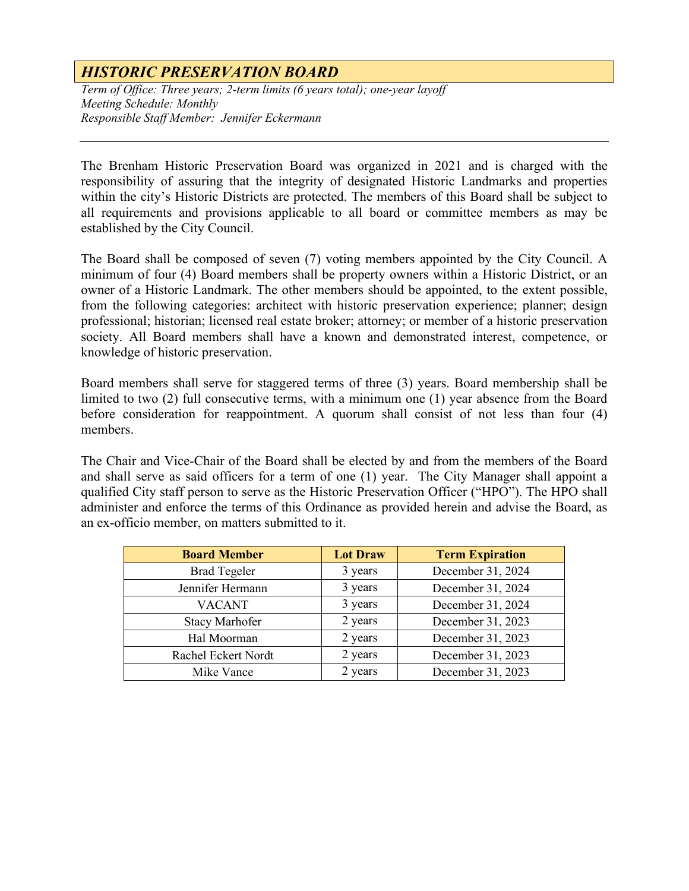## *HISTORIC PRESERVATION BOARD*

*Term of Office: Three years; 2-term limits (6 years total); one-year layoff*
*Meeting Schedule: Monthly*
*Responsible Staff Member: Jennifer Eckermann*

---

The Brenham Historic Preservation Board was organized in 2021 and is charged with the responsibility of assuring that the integrity of designated Historic Landmarks and properties within the city's Historic Districts are protected. The members of this Board shall be subject to all requirements and provisions applicable to all board or committee members as may be established by the City Council.

The Board shall be composed of seven (7) voting members appointed by the City Council. A minimum of four (4) Board members shall be property owners within a Historic District, or an owner of a Historic Landmark. The other members should be appointed, to the extent possible, from the following categories: architect with historic preservation experience; planner; design professional; historian; licensed real estate broker; attorney; or member of a historic preservation society. All Board members shall have a known and demonstrated interest, competence, or knowledge of historic preservation.

Board members shall serve for staggered terms of three (3) years. Board membership shall be limited to two (2) full consecutive terms, with a minimum one (1) year absence from the Board before consideration for reappointment. A quorum shall consist of not less than four (4) members.

The Chair and Vice-Chair of the Board shall be elected by and from the members of the Board and shall serve as said officers for a term of one (1) year. The City Manager shall appoint a qualified City staff person to serve as the Historic Preservation Officer ("HPO"). The HPO shall administer and enforce the terms of this Ordinance as provided herein and advise the Board, as an ex-officio member, on matters submitted to it.

| Board Member | Lot Draw | Term Expiration |
|---|---|---|
| Brad Tegeler | 3 years | December 31, 2024 |
| Jennifer Hermann | 3 years | December 31, 2024 |
| VACANT | 3 years | December 31, 2024 |
| Stacy Marhofer | 2 years | December 31, 2023 |
| Hal Moorman | 2 years | December 31, 2023 |
| Rachel Eckert Nordt | 2 years | December 31, 2023 |
| Mike Vance | 2 years | December 31, 2023 |